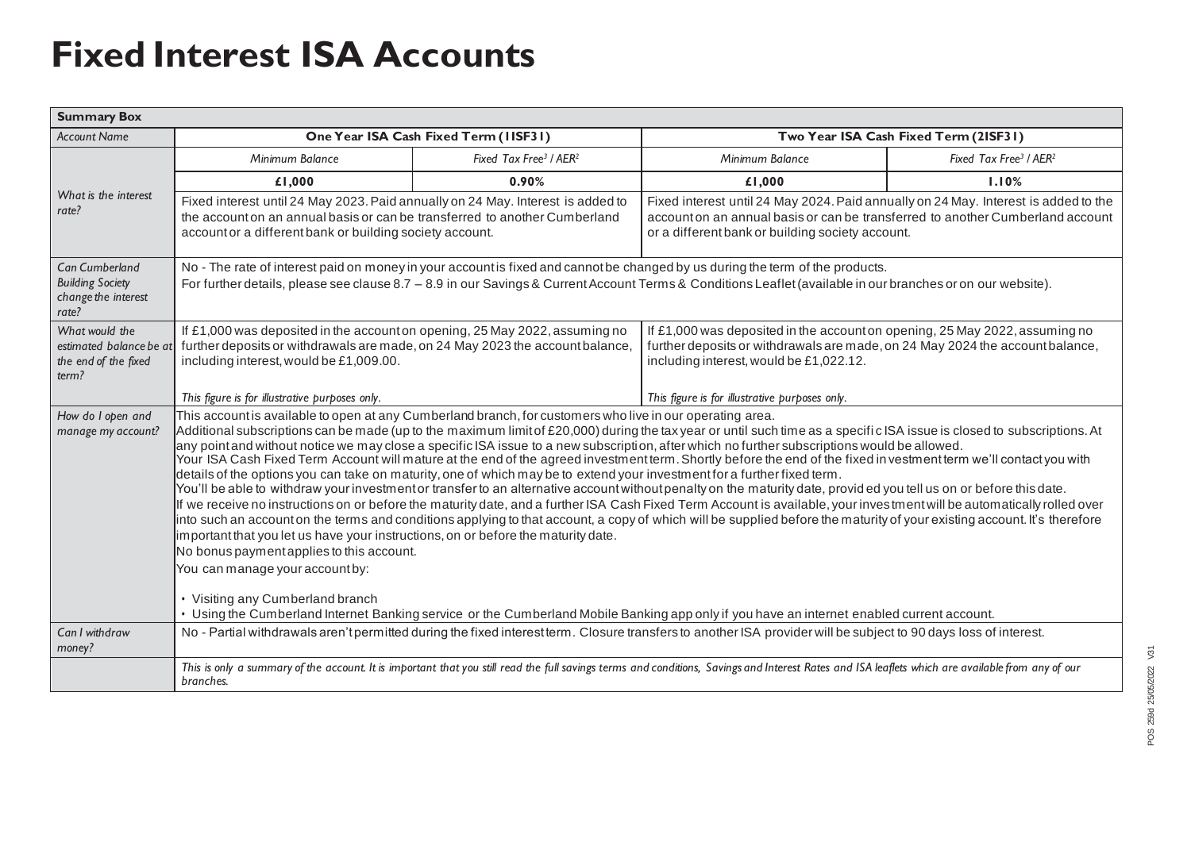# Fixed Interest ISA Accounts

| Summary Box | | | | |
|---|---|---|---|---|
| *Account Name* | **One Year ISA Cash Fixed Term (1ISF31)** | | **Two Year ISA Cash Fixed Term (2ISF31)** | |
| *What is the interest rate?* | *Minimum Balance* | *Fixed Tax Free[3] / AER[2]* | *Minimum Balance* | *Fixed Tax Free[3] / AER[2]* |
| | **£1,000** | **0.90%** | **£1,000** | **1.10%** |
| | Fixed interest until 24 May 2023. Paid annually on 24 May. Interest is added to the account on an annual basis or can be transferred to another Cumberland account or a different bank or building society account. | | Fixed interest until 24 May 2024. Paid annually on 24 May. Interest is added to the account on an annual basis or can be transferred to another Cumberland account or a different bank or building society account. | |
| *Can Cumberland Building Society change the interest rate?* | No - The rate of interest paid on money in your account is fixed and cannot be changed by us during the term of the products.<br>For further details, please see clause 8.7 – 8.9 in our Savings & Current Account Terms & Conditions Leaflet (available in our branches or on our website). | | | |
| *What would the estimated balance be at the end of the fixed term?* | If £1,000 was deposited in the account on opening, 25 May 2022, assuming no further deposits or withdrawals are made, on 24 May 2023 the account balance, including interest, would be £1,009.00.<br><br>*This figure is for illustrative purposes only.* | | If £1,000 was deposited in the account on opening, 25 May 2022, assuming no further deposits or withdrawals are made, on 24 May 2024 the account balance, including interest, would be £1,022.12.<br><br>*This figure is for illustrative purposes only.* | |
| *How do I open and manage my account?* | This account is available to open at any Cumberland branch, for customers who live in our operating area.<br>Additional subscriptions can be made (up to the maximum limit of £20,000) during the tax year or until such time as a specific ISA issue is closed to subscriptions. At any point and without notice we may close a specific ISA issue to a new subscription, after which no further subscriptions would be allowed.<br>Your ISA Cash Fixed Term Account will mature at the end of the agreed investment term. Shortly before the end of the fixed investment term we'll contact you with details of the options you can take on maturity, one of which may be to extend your investment for a further fixed term.<br>You'll be able to withdraw your investment or transfer to an alternative account without penalty on the maturity date, provided you tell us on or before this date.<br>If we receive no instructions on or before the maturity date, and a further ISA Cash Fixed Term Account is available, your investment will be automatically rolled over into such an account on the terms and conditions applying to that account, a copy of which will be supplied before the maturity of your existing account. It's therefore important that you let us have your instructions, on or before the maturity date.<br>No bonus payment applies to this account.<br>You can manage your account by:<br><br>• Visiting any Cumberland branch<br>• Using the Cumberland Internet Banking service or the Cumberland Mobile Banking app only if you have an internet enabled current account. | | | |
| *Can I withdraw money?* | No - Partial withdrawals aren't permitted during the fixed interest term. Closure transfers to another ISA provider will be subject to 90 days loss of interest. | | | |
| | *This is only a summary of the account. It is important that you still read the full savings terms and conditions, Savings and Interest Rates and ISA leaflets which are available from any of our branches.* | | | |

POS 259d 25/05/2022 V31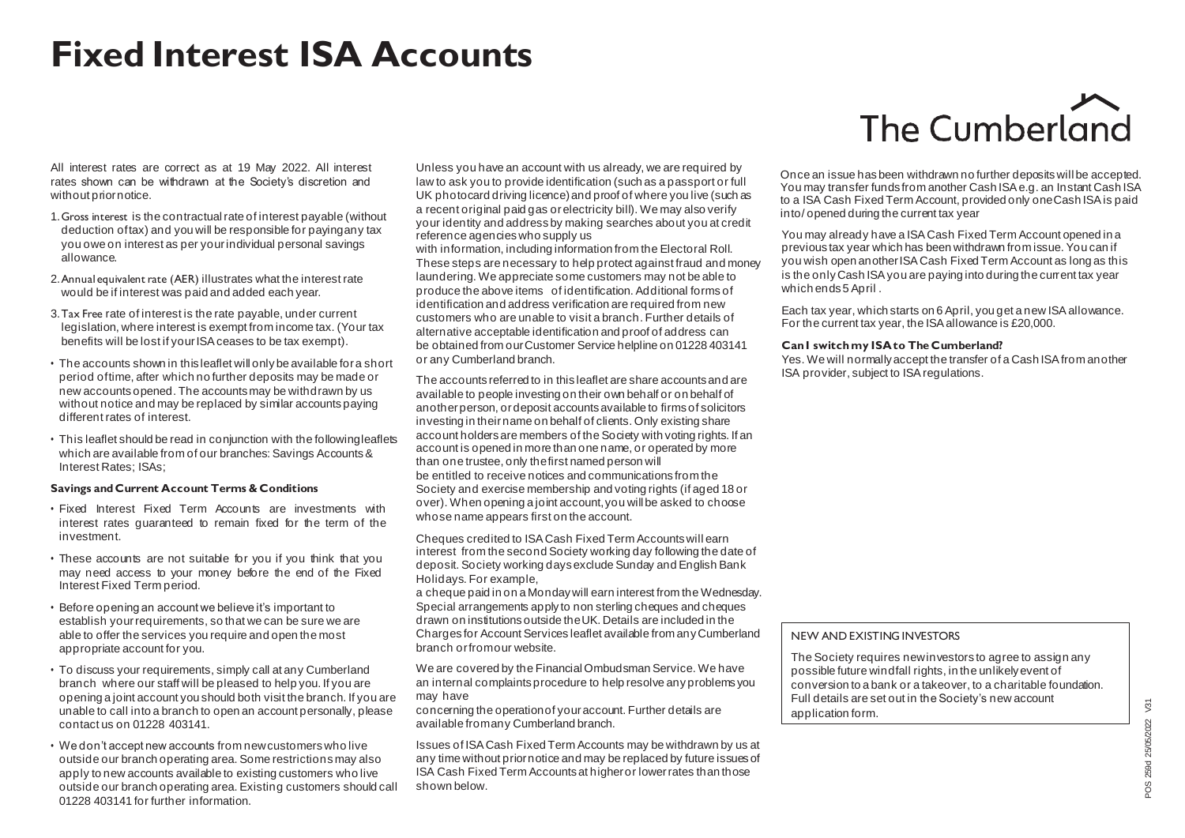# Fixed Interest ISA Accounts

The Cumberland

All interest rates are correct as at 19 May 2022. All interest rates shown can be withdrawn at the Society's discretion and without prior notice.

1. Gross interest is the contractual rate of interest payable (without deduction of tax) and you will be responsible for paying any tax you owe on interest as per your individual personal savings allowance.
2. Annual equivalent rate (AER) illustrates what the interest rate would be if interest was paid and added each year.
3. Tax Free rate of interest is the rate payable, under current legislation, where interest is exempt from income tax. (Your tax benefits will be lost if your ISA ceases to be tax exempt).

- The accounts shown in this leaflet will only be available for a short period of time, after which no further deposits may be made or new accounts opened. The accounts may be withdrawn by us without notice and may be replaced by similar accounts paying different rates of interest.
- This leaflet should be read in conjunction with the following leaflets which are available from of our branches: Savings Accounts & Interest Rates; ISAs;

**Savings and Current Account Terms & Conditions**

- Fixed Interest Fixed Term Accounts are investments with interest rates guaranteed to remain fixed for the term of the investment.
- These accounts are not suitable for you if you think that you may need access to your money before the end of the Fixed Interest Fixed Term period.
- Before opening an account we believe it's important to establish your requirements, so that we can be sure we are able to offer the services you require and open the most appropriate account for you.
- To discuss your requirements, simply call at any Cumberland branch where our staff will be pleased to help you. If you are opening a joint account you should both visit the branch. If you are unable to call into a branch to open an account personally, please contact us on 01228 403141.
- We don't accept new accounts from new customers who live outside our branch operating area. Some restrictions may also apply to new accounts available to existing customers who live outside our branch operating area. Existing customers should call 01228 403141 for further information.

Unless you have an account with us already, we are required by law to ask you to provide identification (such as a passport or full UK photocard driving licence) and proof of where you live (such as a recent original paid gas or electricity bill). We may also verify your identity and address by making searches about you at credit reference agencies who supply us with information, including information from the Electoral Roll. These steps are necessary to help protect against fraud and money laundering. We appreciate some customers may not be able to produce the above items of identification. Additional forms of identification and address verification are required from new customers who are unable to visit a branch. Further details of alternative acceptable identification and proof of address can be obtained from our Customer Service helpline on 01228 403141 or any Cumberland branch.

The accounts referred to in this leaflet are share accounts and are available to people investing on their own behalf or on behalf of another person, or deposit accounts available to firms of solicitors investing in their name on behalf of clients. Only existing share account holders are members of the Society with voting rights. If an account is opened in more than one name, or operated by more than one trustee, only the first named person will be entitled to receive notices and communications from the Society and exercise membership and voting rights (if aged 18 or over). When opening a joint account, you will be asked to choose whose name appears first on the account.

Cheques credited to ISA Cash Fixed Term Accounts will earn interest from the second Society working day following the date of deposit. Society working days exclude Sunday and English Bank Holidays. For example, a cheque paid in on a Monday will earn interest from the Wednesday. Special arrangements apply to non sterling cheques and cheques drawn on institutions outside the UK. Details are included in the Charges for Account Services leaflet available from any Cumberland branch or from our website.

We are covered by the Financial Ombudsman Service. We have an internal complaints procedure to help resolve any problems you may have concerning the operation of your account. Further details are available from any Cumberland branch.

Issues of ISA Cash Fixed Term Accounts may be withdrawn by us at any time without prior notice and may be replaced by future issues of ISA Cash Fixed Term Accounts at higher or lower rates than those shown below.

Once an issue has been withdrawn no further deposits will be accepted. You may transfer funds from another Cash ISA e.g. an Instant Cash ISA to a ISA Cash Fixed Term Account, provided only one Cash ISA is paid into/ opened during the current tax year

You may already have a ISA Cash Fixed Term Account opened in a previous tax year which has been withdrawn from issue. You can if you wish open another ISA Cash Fixed Term Account as long as this is the only Cash ISA you are paying into during the current tax year which ends 5 April .

Each tax year, which starts on 6 April, you get a new ISA allowance. For the current tax year, the ISA allowance is £20,000.

**Can I switch my ISA to The Cumberland?**

Yes. We will normally accept the transfer of a Cash ISA from another ISA provider, subject to ISA regulations.

NEW AND EXISTING INVESTORS

The Society requires new investors to agree to assign any possible future windfall rights, in the unlikely event of conversion to a bank or a takeover, to a charitable foundation. Full details are set out in the Society's new account application form.

POS 259d 25/05/2022 V31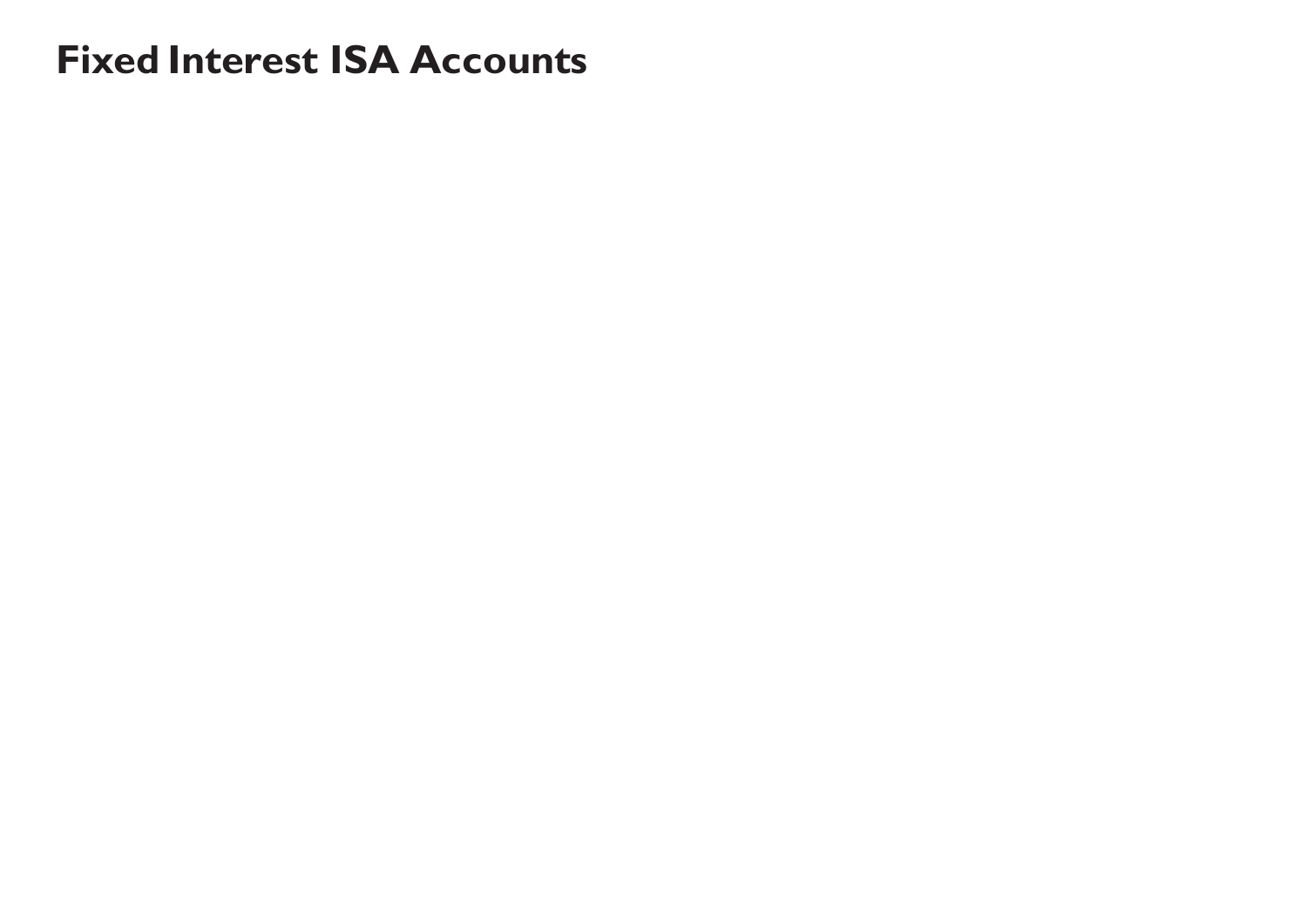# Fixed Interest ISA Accounts